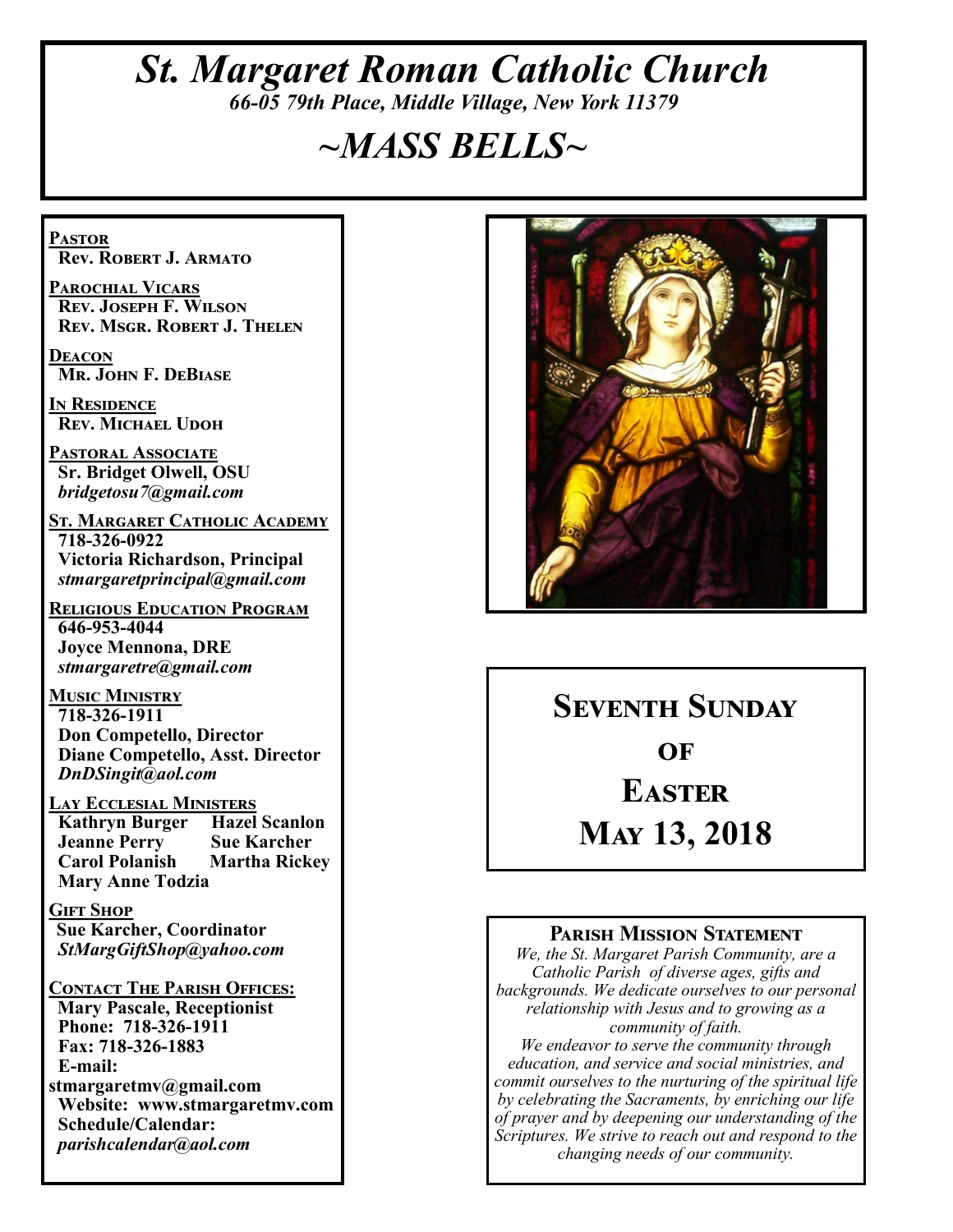# *St. Margaret Roman Catholic Church*

*66-05 79th Place, Middle Village, New York 11379*

# *~MASS BELLS~*

**PASTOR**
**Rev. Robert J. Armato**

**PAROCHIAL VICARS**
**Rev. Joseph F. Wilson**
**Rev. Msgr. Robert J. Thelen**

**DEACON**
**Mr. John F. DeBiase**

**IN RESIDENCE**
**Rev. Michael Udoh**

**PASTORAL ASSOCIATE**
**Sr. Bridget Olwell, OSU**
***bridgetosu7@gmail.com***

**ST. MARGARET CATHOLIC ACADEMY**
**718-326-0922**
**Victoria Richardson, Principal**
***stmargaretprincipal@gmail.com***

**RELIGIOUS EDUCATION PROGRAM**
**646-953-4044**
**Joyce Mennona, DRE**
***stmargaretre@gmail.com***

**MUSIC MINISTRY**
**718-326-1911**
**Don Competello, Director**
**Diane Competello, Asst. Director**
***DnDSingit@aol.com***

**LAY ECCLESIAL MINISTERS**
**Kathryn Burger**
**Jeanne Perry**
**Carol Polanish**
**Mary Anne Todzia**
**Hazel Scanlon**
**Sue Karcher**
**Martha Rickey**

**GIFT SHOP**
**Sue Karcher, Coordinator**
***StMargGiftShop@yahoo.com***

**CONTACT THE PARISH OFFICES:**
**Mary Pascale, Receptionist**
**Phone: 718-326-1911**
**Fax: 718-326-1883**
**E-mail:**
**stmargaretmv@gmail.com**
**Website: www.stmargaretmv.com**
**Schedule/Calendar:**
***parishcalendar@aol.com***

## Seventh Sunday of Easter
## May 13, 2018

### Parish Mission Statement

*We, the St. Margaret Parish Community, are a Catholic Parish of diverse ages, gifts and backgrounds. We dedicate ourselves to our personal relationship with Jesus and to growing as a community of faith.*
*We endeavor to serve the community through education, and service and social ministries, and commit ourselves to the nurturing of the spiritual life by celebrating the Sacraments, by enriching our life of prayer and by deepening our understanding of the Scriptures. We strive to reach out and respond to the changing needs of our community.*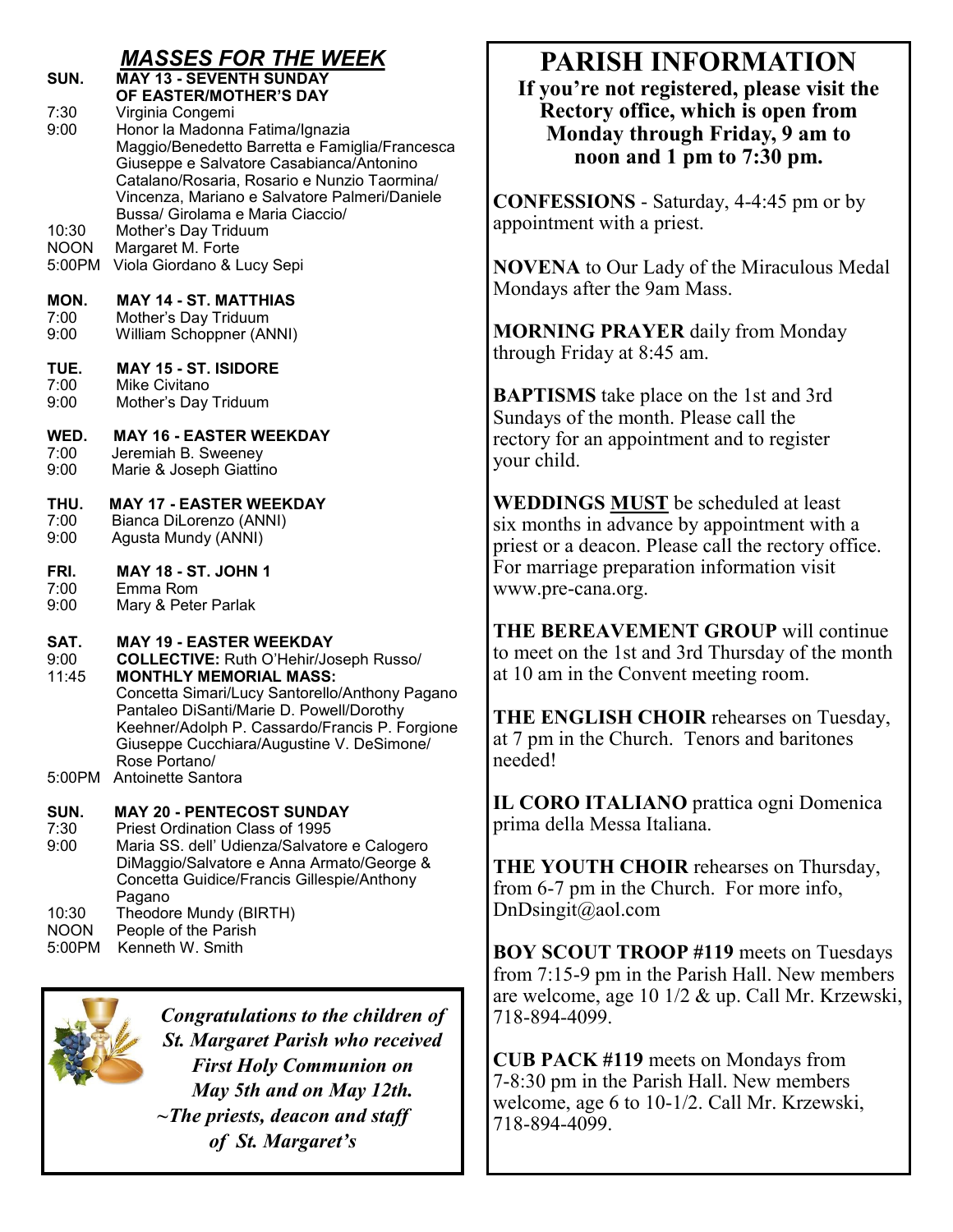## *MASSES FOR THE WEEK*

**SUN. MAY 13 - SEVENTH SUNDAY OF EASTER/MOTHER'S DAY**

- 7:30 Virginia Congemi
- 9:00 Honor la Madonna Fatima/Ignazia Maggio/Benedetto Barretta e Famiglia/Francesca Giuseppe e Salvatore Casabianca/Antonino Catalano/Rosaria, Rosario e Nunzio Taormina/ Vincenza, Mariano e Salvatore Palmeri/Daniele Bussa/ Girolama e Maria Ciaccio/
- 10:30 Mother's Day Triduum
- NOON Margaret M. Forte
- 5:00PM Viola Giordano & Lucy Sepi

**MON. MAY 14 - ST. MATTHIAS**

- 7:00 Mother's Day Triduum
- 9:00 William Schoppner (ANNI)

**TUE. MAY 15 - ST. ISIDORE**

- 7:00 Mike Civitano
- 9:00 Mother's Day Triduum

**WED. MAY 16 - EASTER WEEKDAY**

- 7:00 Jeremiah B. Sweeney
- 9:00 Marie & Joseph Giattino

**THU. MAY 17 - EASTER WEEKDAY**

- 7:00 Bianca DiLorenzo (ANNI)
- 9:00 Agusta Mundy (ANNI)

**FRI. MAY 18 - ST. JOHN 1**

- 7:00 Emma Rom
- 9:00 Mary & Peter Parlak

**SAT. MAY 19 - EASTER WEEKDAY**

- 9:00 **COLLECTIVE:** Ruth O'Hehir/Joseph Russo/
- 11:45 **MONTHLY MEMORIAL MASS:** Concetta Simari/Lucy Santorello/Anthony Pagano Pantaleo DiSanti/Marie D. Powell/Dorothy Keehner/Adolph P. Cassardo/Francis P. Forgione Giuseppe Cucchiara/Augustine V. DeSimone/ Rose Portano/
- 5:00PM Antoinette Santora

**SUN. MAY 20 - PENTECOST SUNDAY**

- 7:30 Priest Ordination Class of 1995
- 9:00 Maria SS. dell' Udienza/Salvatore e Calogero DiMaggio/Salvatore e Anna Armato/George & Concetta Guidice/Francis Gillespie/Anthony Pagano
- 10:30 Theodore Mundy (BIRTH)
- NOON People of the Parish
- 5:00PM Kenneth W. Smith

*Congratulations to the children of St. Margaret Parish who received First Holy Communion on May 5th and on May 12th.*
*~The priests, deacon and staff of St. Margaret's*

# PARISH INFORMATION

**If you're not registered, please visit the Rectory office, which is open from Monday through Friday, 9 am to noon and 1 pm to 7:30 pm.**

**CONFESSIONS** - Saturday, 4-4:45 pm or by appointment with a priest.

**NOVENA** to Our Lady of the Miraculous Medal Mondays after the 9am Mass.

**MORNING PRAYER** daily from Monday through Friday at 8:45 am.

**BAPTISMS** take place on the 1st and 3rd Sundays of the month. Please call the rectory for an appointment and to register your child.

**WEDDINGS MUST** be scheduled at least six months in advance by appointment with a priest or a deacon. Please call the rectory office. For marriage preparation information visit www.pre-cana.org.

**THE BEREAVEMENT GROUP** will continue to meet on the 1st and 3rd Thursday of the month at 10 am in the Convent meeting room.

**THE ENGLISH CHOIR** rehearses on Tuesday, at 7 pm in the Church. Tenors and baritones needed!

**IL CORO ITALIANO** prattica ogni Domenica prima della Messa Italiana.

**THE YOUTH CHOIR** rehearses on Thursday, from 6-7 pm in the Church. For more info, DnDsingit@aol.com

**BOY SCOUT TROOP #119** meets on Tuesdays from 7:15-9 pm in the Parish Hall. New members are welcome, age 10 1/2 & up. Call Mr. Krzewski, 718-894-4099.

**CUB PACK #119** meets on Mondays from 7-8:30 pm in the Parish Hall. New members welcome, age 6 to 10-1/2. Call Mr. Krzewski, 718-894-4099.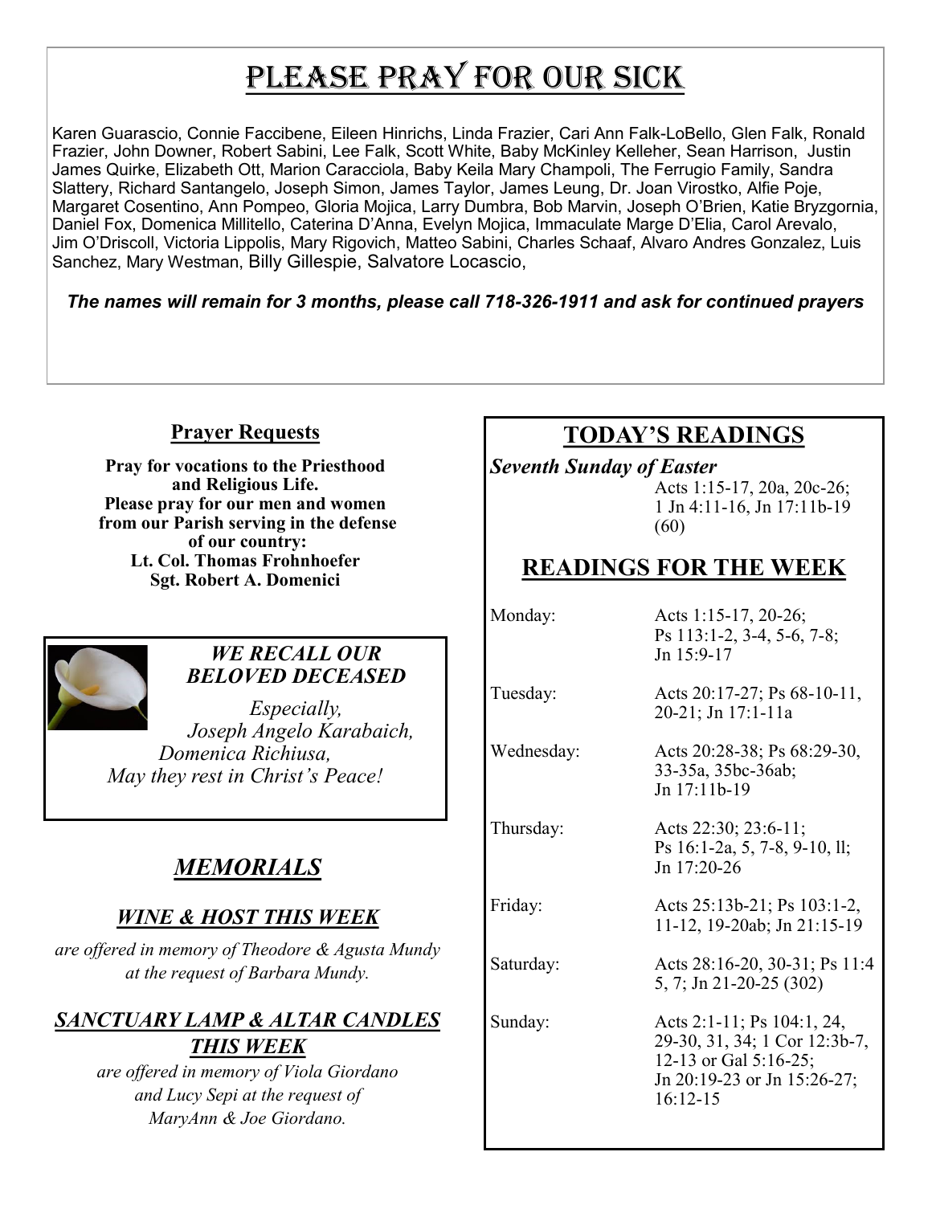# PLEASE PRAY FOR OUR SICK

Karen Guarascio, Connie Faccibene, Eileen Hinrichs, Linda Frazier, Cari Ann Falk-LoBello, Glen Falk, Ronald Frazier, John Downer, Robert Sabini, Lee Falk, Scott White, Baby McKinley Kelleher, Sean Harrison, Justin James Quirke, Elizabeth Ott, Marion Caracciola, Baby Keila Mary Champoli, The Ferrugio Family, Sandra Slattery, Richard Santangelo, Joseph Simon, James Taylor, James Leung, Dr. Joan Virostko, Alfie Poje, Margaret Cosentino, Ann Pompeo, Gloria Mojica, Larry Dumbra, Bob Marvin, Joseph O'Brien, Katie Bryzgornia, Daniel Fox, Domenica Millitello, Caterina D'Anna, Evelyn Mojica, Immaculate Marge D'Elia, Carol Arevalo, Jim O'Driscoll, Victoria Lippolis, Mary Rigovich, Matteo Sabini, Charles Schaaf, Alvaro Andres Gonzalez, Luis Sanchez, Mary Westman, Billy Gillespie, Salvatore Locascio,

***The names will remain for 3 months, please call 718-326-1911 and ask for continued prayers***

## Prayer Requests

**Pray for vocations to the Priesthood and Religious Life.**
**Please pray for our men and women from our Parish serving in the defense of our country:**
**Lt. Col. Thomas Frohnhoefer**
**Sgt. Robert A. Domenici**

### *WE RECALL OUR BELOVED DECEASED*

*Especially,*
*Joseph Angelo Karabaich,*
*Domenica Richiusa,*
*May they rest in Christ's Peace!*

## *MEMORIALS*

### *WINE & HOST THIS WEEK*

*are offered in memory of Theodore & Agusta Mundy at the request of Barbara Mundy.*

### *SANCTUARY LAMP & ALTAR CANDLES THIS WEEK*

*are offered in memory of Viola Giordano and Lucy Sepi at the request of MaryAnn & Joe Giordano.*

## TODAY'S READINGS

***Seventh Sunday of Easter***
Acts 1:15-17, 20a, 20c-26; 1 Jn 4:11-16, Jn 17:11b-19 (60)

## READINGS FOR THE WEEK

| | |
|---|---|
| Monday: | Acts 1:15-17, 20-26; Ps 113:1-2, 3-4, 5-6, 7-8; Jn 15:9-17 |
| Tuesday: | Acts 20:17-27; Ps 68-10-11, 20-21; Jn 17:1-11a |
| Wednesday: | Acts 20:28-38; Ps 68:29-30, 33-35a, 35bc-36ab; Jn 17:11b-19 |
| Thursday: | Acts 22:30; 23:6-11; Ps 16:1-2a, 5, 7-8, 9-10, ll; Jn 17:20-26 |
| Friday: | Acts 25:13b-21; Ps 103:1-2, 11-12, 19-20ab; Jn 21:15-19 |
| Saturday: | Acts 28:16-20, 30-31; Ps 11:4 5, 7; Jn 21-20-25 (302) |
| Sunday: | Acts 2:1-11; Ps 104:1, 24, 29-30, 31, 34; 1 Cor 12:3b-7, 12-13 or Gal 5:16-25; Jn 20:19-23 or Jn 15:26-27; 16:12-15 |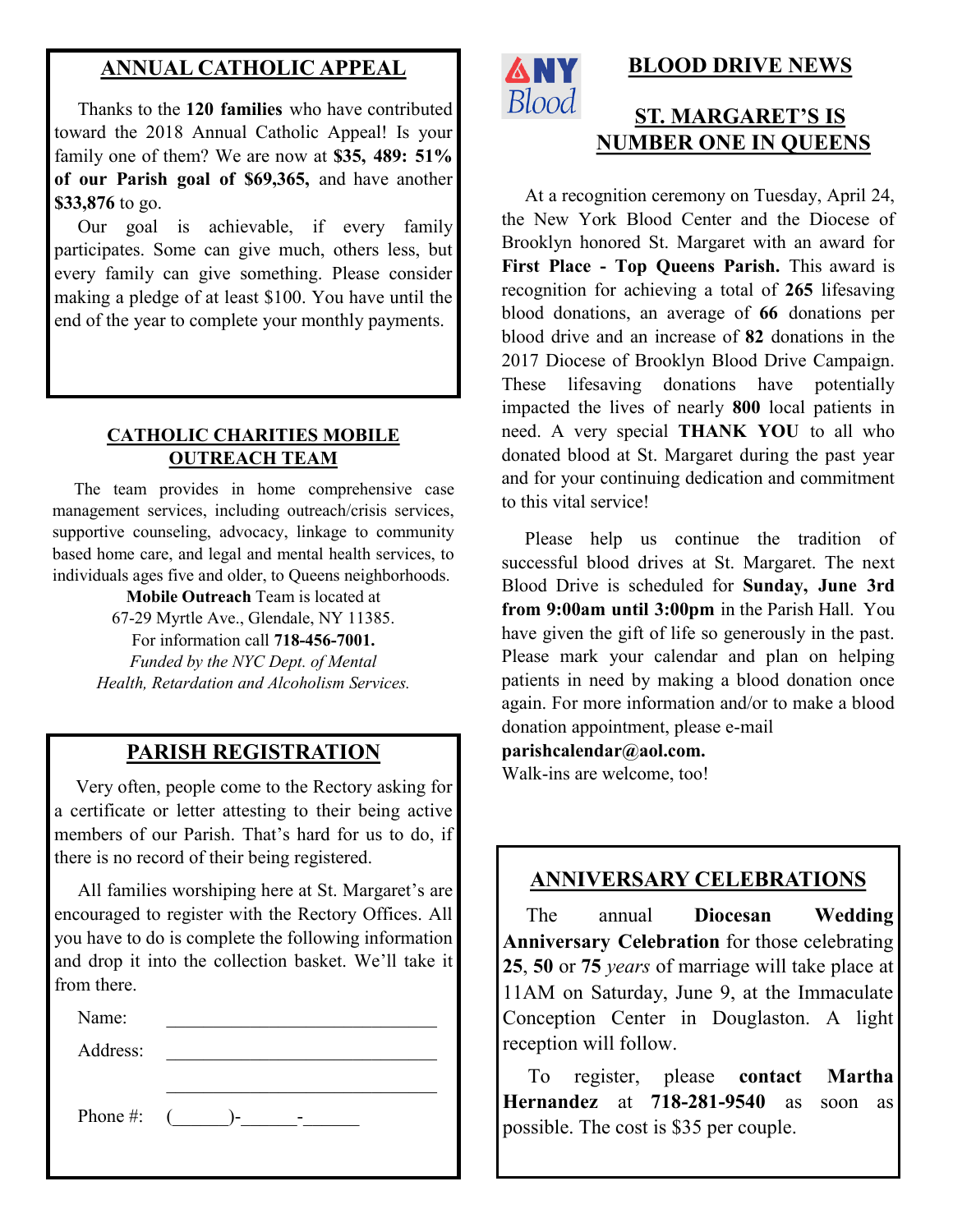## ANNUAL CATHOLIC APPEAL

Thanks to the **120 families** who have contributed toward the 2018 Annual Catholic Appeal! Is your family one of them? We are now at **$35, 489: 51% of our Parish goal of $69,365,** and have another **$33,876** to go.

Our goal is achievable, if every family participates. Some can give much, others less, but every family can give something. Please consider making a pledge of at least $100. You have until the end of the year to complete your monthly payments.

## CATHOLIC CHARITIES MOBILE OUTREACH TEAM

The team provides in home comprehensive case management services, including outreach/crisis services, supportive counseling, advocacy, linkage to community based home care, and legal and mental health services, to individuals ages five and older, to Queens neighborhoods.

**Mobile Outreach** Team is located at
67-29 Myrtle Ave., Glendale, NY 11385.
For information call **718-456-7001.**
*Funded by the NYC Dept. of Mental Health, Retardation and Alcoholism Services.*

## PARISH REGISTRATION

Very often, people come to the Rectory asking for a certificate or letter attesting to their being active members of our Parish. That's hard for us to do, if there is no record of their being registered.

All families worshiping here at St. Margaret's are encouraged to register with the Rectory Offices. All you have to do is complete the following information and drop it into the collection basket. We'll take it from there.

Name: ____________________________

Address: ____________________________

____________________________

Phone #: (______)-______-______

## BLOOD DRIVE NEWS

NY Blood

## ST. MARGARET'S IS NUMBER ONE IN QUEENS

At a recognition ceremony on Tuesday, April 24, the New York Blood Center and the Diocese of Brooklyn honored St. Margaret with an award for **First Place - Top Queens Parish.** This award is recognition for achieving a total of **265** lifesaving blood donations, an average of **66** donations per blood drive and an increase of **82** donations in the 2017 Diocese of Brooklyn Blood Drive Campaign. These lifesaving donations have potentially impacted the lives of nearly **800** local patients in need. A very special **THANK YOU** to all who donated blood at St. Margaret during the past year and for your continuing dedication and commitment to this vital service!

Please help us continue the tradition of successful blood drives at St. Margaret. The next Blood Drive is scheduled for **Sunday, June 3rd from 9:00am until 3:00pm** in the Parish Hall. You have given the gift of life so generously in the past. Please mark your calendar and plan on helping patients in need by making a blood donation once again. For more information and/or to make a blood donation appointment, please e-mail **parishcalendar@aol.com.**
Walk-ins are welcome, too!

## ANNIVERSARY CELEBRATIONS

The annual **Diocesan Wedding Anniversary Celebration** for those celebrating **25**, **50** or **75** *years* of marriage will take place at 11AM on Saturday, June 9, at the Immaculate Conception Center in Douglaston. A light reception will follow.

To register, please **contact Martha Hernandez** at **718-281-9540** as soon as possible. The cost is $35 per couple.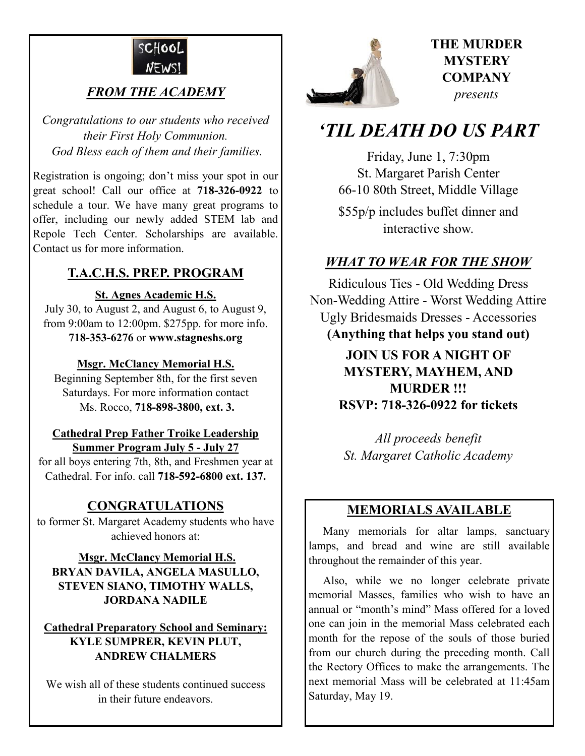SCHOOL NEWS!

## *FROM THE ACADEMY*

*Congratulations to our students who received their First Holy Communion. God Bless each of them and their families.*

Registration is ongoing; don't miss your spot in our great school! Call our office at **718-326-0922** to schedule a tour. We have many great programs to offer, including our newly added STEM lab and Repole Tech Center. Scholarships are available. Contact us for more information.

## T.A.C.H.S. PREP. PROGRAM

**St. Agnes Academic H.S.**
July 30, to August 2, and August 6, to August 9, from 9:00am to 12:00pm. $275pp. for more info. **718-353-6276** or **www.stagneshs.org**

**Msgr. McClancy Memorial H.S.**
Beginning September 8th, for the first seven Saturdays. For more information contact Ms. Rocco, **718-898-3800, ext. 3.**

**Cathedral Prep Father Troike Leadership Summer Program July 5 - July 27**
for all boys entering 7th, 8th, and Freshmen year at Cathedral. For info. call **718-592-6800 ext. 137.**

## CONGRATULATIONS

to former St. Margaret Academy students who have achieved honors at:

**Msgr. McClancy Memorial H.S.**
**BRYAN DAVILA, ANGELA MASULLO, STEVEN SIANO, TIMOTHY WALLS, JORDANA NADILE**

**Cathedral Preparatory School and Seminary:**
**KYLE SUMPRER, KEVIN PLUT, ANDREW CHALMERS**

We wish all of these students continued success in their future endeavors.

**THE MURDER MYSTERY COMPANY**
*presents*

# *'TIL DEATH DO US PART*

Friday, June 1, 7:30pm
St. Margaret Parish Center
66-10 80th Street, Middle Village

$55p/p includes buffet dinner and interactive show.

## *WHAT TO WEAR FOR THE SHOW*

Ridiculous Ties - Old Wedding Dress
Non-Wedding Attire - Worst Wedding Attire
Ugly Bridesmaids Dresses - Accessories
**(Anything that helps you stand out)**

**JOIN US FOR A NIGHT OF MYSTERY, MAYHEM, AND MURDER !!!**
**RSVP: 718-326-0922 for tickets**

*All proceeds benefit St. Margaret Catholic Academy*

## MEMORIALS AVAILABLE

Many memorials for altar lamps, sanctuary lamps, and bread and wine are still available throughout the remainder of this year.

Also, while we no longer celebrate private memorial Masses, families who wish to have an annual or "month's mind" Mass offered for a loved one can join in the memorial Mass celebrated each month for the repose of the souls of those buried from our church during the preceding month. Call the Rectory Offices to make the arrangements. The next memorial Mass will be celebrated at 11:45am Saturday, May 19.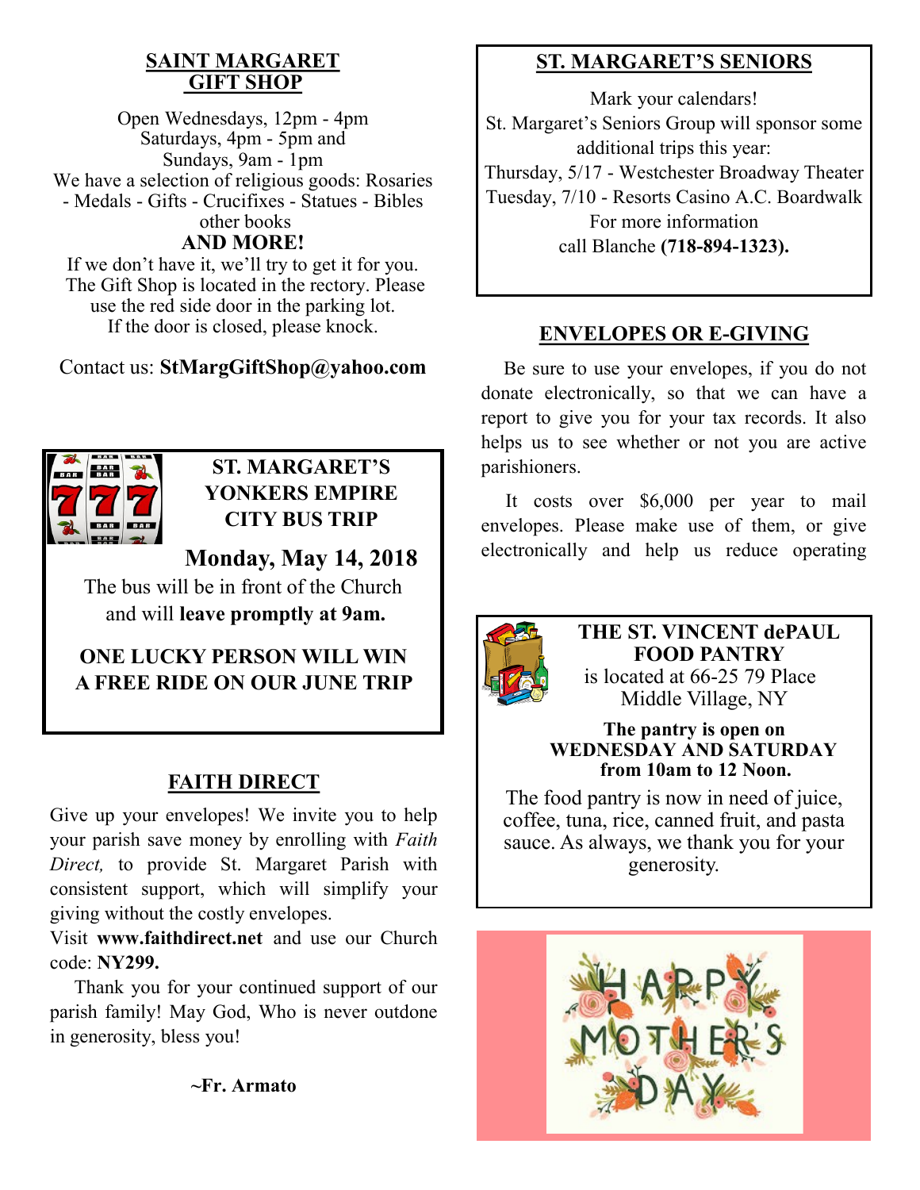## SAINT MARGARET GIFT SHOP

Open Wednesdays, 12pm - 4pm
Saturdays, 4pm - 5pm and
Sundays, 9am - 1pm
We have a selection of religious goods: Rosaries - Medals - Gifts - Crucifixes - Statues - Bibles other books

**AND MORE!**

If we don't have it, we'll try to get it for you. The Gift Shop is located in the rectory. Please use the red side door in the parking lot. If the door is closed, please knock.

Contact us: **StMargGiftShop@yahoo.com**

## ST. MARGARET'S YONKERS EMPIRE CITY BUS TRIP

**Monday, May 14, 2018**

The bus will be in front of the Church and will **leave promptly at 9am.**

**ONE LUCKY PERSON WILL WIN A FREE RIDE ON OUR JUNE TRIP**

## FAITH DIRECT

Give up your envelopes! We invite you to help your parish save money by enrolling with *Faith Direct,* to provide St. Margaret Parish with consistent support, which will simplify your giving without the costly envelopes.

Visit **www.faithdirect.net** and use our Church code: **NY299.**

Thank you for your continued support of our parish family! May God, Who is never outdone in generosity, bless you!

**~Fr. Armato**

## ST. MARGARET'S SENIORS

Mark your calendars!
St. Margaret's Seniors Group will sponsor some additional trips this year:
Thursday, 5/17 - Westchester Broadway Theater
Tuesday, 7/10 - Resorts Casino A.C. Boardwalk
For more information
call Blanche **(718-894-1323).**

## ENVELOPES OR E-GIVING

Be sure to use your envelopes, if you do not donate electronically, so that we can have a report to give you for your tax records. It also helps us to see whether or not you are active parishioners.

It costs over $6,000 per year to mail envelopes. Please make use of them, or give electronically and help us reduce operating

## THE ST. VINCENT dePAUL FOOD PANTRY

is located at 66-25 79 Place
Middle Village, NY

**The pantry is open on WEDNESDAY AND SATURDAY from 10am to 12 Noon.**

The food pantry is now in need of juice, coffee, tuna, rice, canned fruit, and pasta sauce. As always, we thank you for your generosity.

HAPPY MOTHER'S DAY